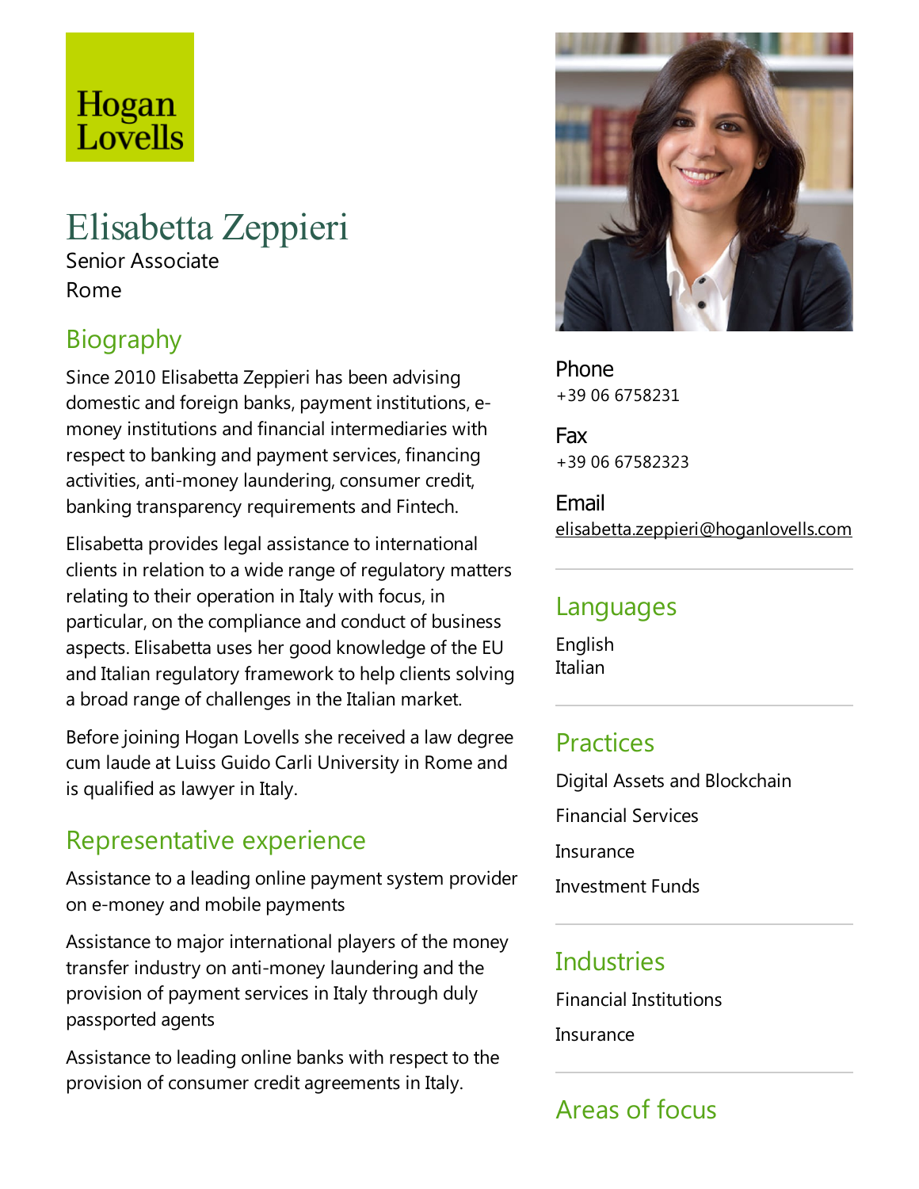Hogan Lovells

# Elisabetta Zeppieri

Senior Associate

Rome

## Biography

Since 2010 Elisabetta Zeppieri has been advising domestic and foreign banks, payment institutions, e-money institutions and financial intermediaries with respect to banking and payment services, financing activities, anti-money laundering, consumer credit, banking transparency requirements and Fintech.

Elisabetta provides legal assistance to international clients in relation to a wide range of regulatory matters relating to their operation in Italy with focus, in particular, on the compliance and conduct of business aspects. Elisabetta uses her good knowledge of the EU and Italian regulatory framework to help clients solving a broad range of challenges in the Italian market.

Before joining Hogan Lovells she received a law degree cum laude at Luiss Guido Carli University in Rome and is qualified as lawyer in Italy.

## Representative experience

Assistance to a leading online payment system provider on e-money and mobile payments

Assistance to major international players of the money transfer industry on anti-money laundering and the provision of payment services in Italy through duly passported agents

Assistance to leading online banks with respect to the provision of consumer credit agreements in Italy.

**Phone**
+39 06 6758231

**Fax**
+39 06 67582323

**Email**
elisabetta.zeppieri@hoganlovells.com

## Languages

English
Italian

## Practices

Digital Assets and Blockchain

Financial Services

Insurance

Investment Funds

## Industries

Financial Institutions

Insurance

## Areas of focus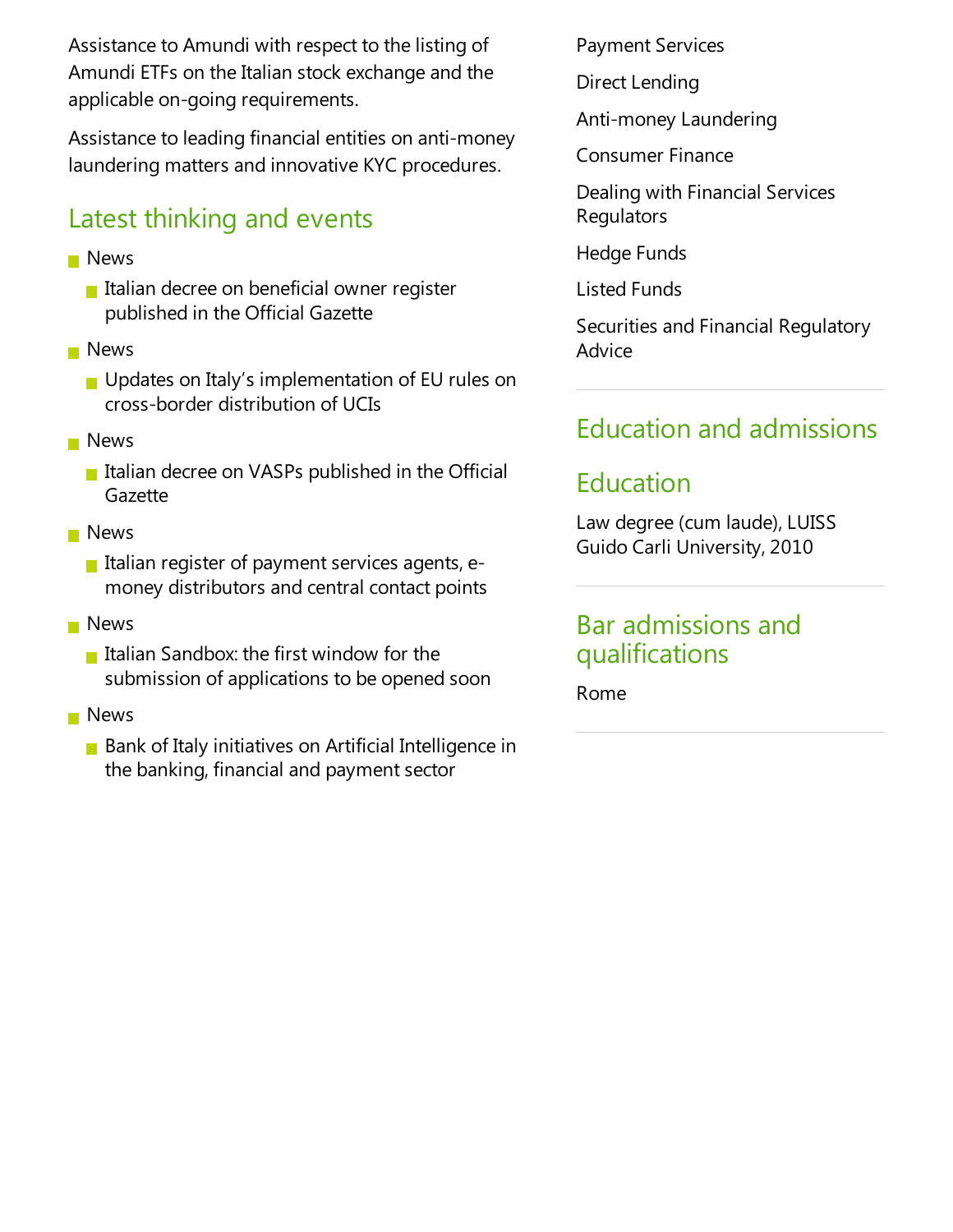Assistance to Amundi with respect to the listing of Amundi ETFs on the Italian stock exchange and the applicable on-going requirements.

Assistance to leading financial entities on anti-money laundering matters and innovative KYC procedures.

## Latest thinking and events

- News
  - Italian decree on beneficial owner register published in the Official Gazette
- News
  - Updates on Italy's implementation of EU rules on cross-border distribution of UCIs
- News
  - Italian decree on VASPs published in the Official Gazette
- News
  - Italian register of payment services agents, e-money distributors and central contact points
- News
  - Italian Sandbox: the first window for the submission of applications to be opened soon
- News
  - Bank of Italy initiatives on Artificial Intelligence in the banking, financial and payment sector

Payment Services

Direct Lending

Anti-money Laundering

Consumer Finance

Dealing with Financial Services Regulators

Hedge Funds

Listed Funds

Securities and Financial Regulatory Advice

## Education and admissions

## Education

Law degree (cum laude), LUISS Guido Carli University, 2010

## Bar admissions and qualifications

Rome